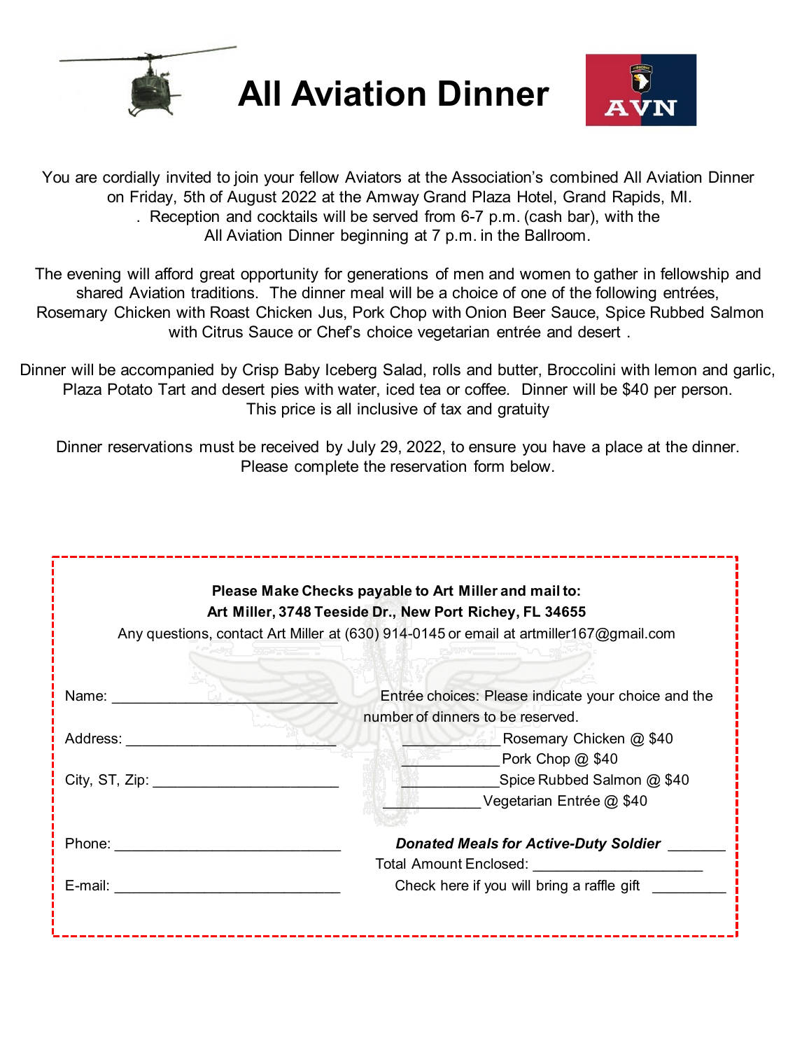# All Aviation Dinner

You are cordially invited to join your fellow Aviators at the Association's combined All Aviation Dinner on Friday, 5th of August 2022 at the Amway Grand Plaza Hotel, Grand Rapids, MI. . Reception and cocktails will be served from 6-7 p.m. (cash bar), with the All Aviation Dinner beginning at 7 p.m. in the Ballroom.

The evening will afford great opportunity for generations of men and women to gather in fellowship and shared Aviation traditions. The dinner meal will be a choice of one of the following entrées, Rosemary Chicken with Roast Chicken Jus, Pork Chop with Onion Beer Sauce, Spice Rubbed Salmon with Citrus Sauce or Chef's choice vegetarian entrée and desert .

Dinner will be accompanied by Crisp Baby Iceberg Salad, rolls and butter, Broccolini with lemon and garlic, Plaza Potato Tart and desert pies with water, iced tea or coffee. Dinner will be $40 per person. This price is all inclusive of tax and gratuity

Dinner reservations must be received by July 29, 2022, to ensure you have a place at the dinner. Please complete the reservation form below.

---

**Please Make Checks payable to Art Miller and mail to:**
**Art Miller, 3748 Teeside Dr., New Port Richey, FL 34655**

Any questions, contact Art Miller at (630) 914-0145 or email at artmiller167@gmail.com

Name: ____________________________

Address: __________________________

City, ST, Zip: _______________________

Phone: ___________________________

E-mail: ___________________________

Entrée choices: Please indicate your choice and the number of dinners to be reserved.

____________ Rosemary Chicken @ $40

____________ Pork Chop @ $40

____________ Spice Rubbed Salmon @ $40

____________ Vegetarian Entrée @ $40

***Donated Meals for Active-Duty Soldier*** _______

Total Amount Enclosed: ____________________

Check here if you will bring a raffle gift _________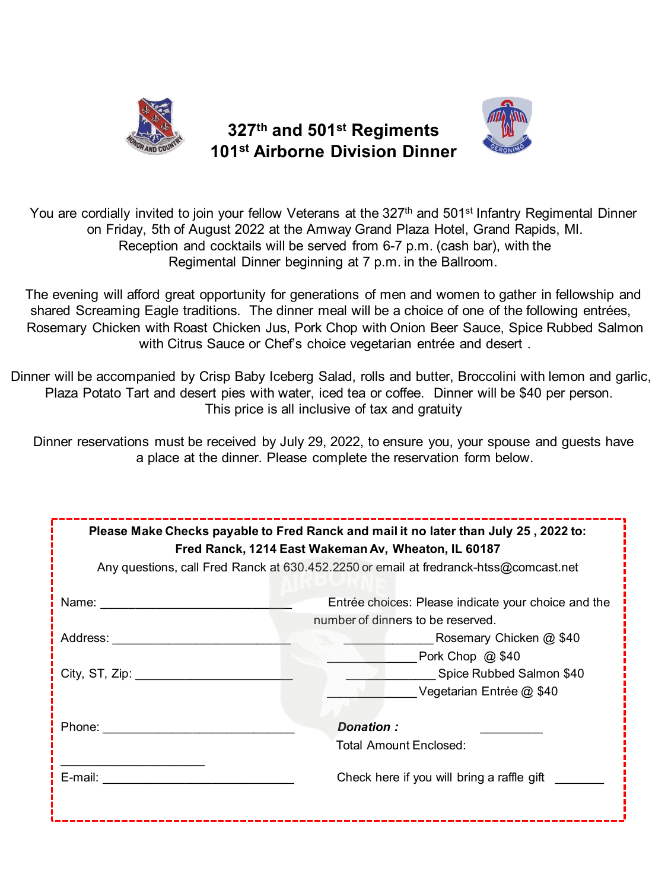# 327th and 501st Regiments
# 101st Airborne Division Dinner

You are cordially invited to join your fellow Veterans at the 327th and 501st Infantry Regimental Dinner on Friday, 5th of August 2022 at the Amway Grand Plaza Hotel, Grand Rapids, MI. Reception and cocktails will be served from 6-7 p.m. (cash bar), with the Regimental Dinner beginning at 7 p.m. in the Ballroom.

The evening will afford great opportunity for generations of men and women to gather in fellowship and shared Screaming Eagle traditions. The dinner meal will be a choice of one of the following entrées, Rosemary Chicken with Roast Chicken Jus, Pork Chop with Onion Beer Sauce, Spice Rubbed Salmon with Citrus Sauce or Chef's choice vegetarian entrée and desert .

Dinner will be accompanied by Crisp Baby Iceberg Salad, rolls and butter, Broccolini with lemon and garlic, Plaza Potato Tart and desert pies with water, iced tea or coffee. Dinner will be $40 per person. This price is all inclusive of tax and gratuity

Dinner reservations must be received by July 29, 2022, to ensure you, your spouse and guests have a place at the dinner. Please complete the reservation form below.

---

**Please Make Checks payable to Fred Ranck and mail it no later than July 25 , 2022 to:**
**Fred Ranck, 1214 East Wakeman Av, Wheaton, IL 60187**

Any questions, call Fred Ranck at 630.452.2250 or email at fredranck-htss@comcast.net

Name: ____________________________

Address: __________________________

City, ST, Zip: ______________________

Phone: ____________________________

_____________________

E-mail: ____________________________

Entrée choices: Please indicate your choice and the number of dinners to be reserved.

_____________ Rosemary Chicken @ $40

_____________ Pork Chop @ $40

_____________ Spice Rubbed Salmon $40

_____________ Vegetarian Entrée @ $40

***Donation :*** _________

Total Amount Enclosed:

Check here if you will bring a raffle gift _______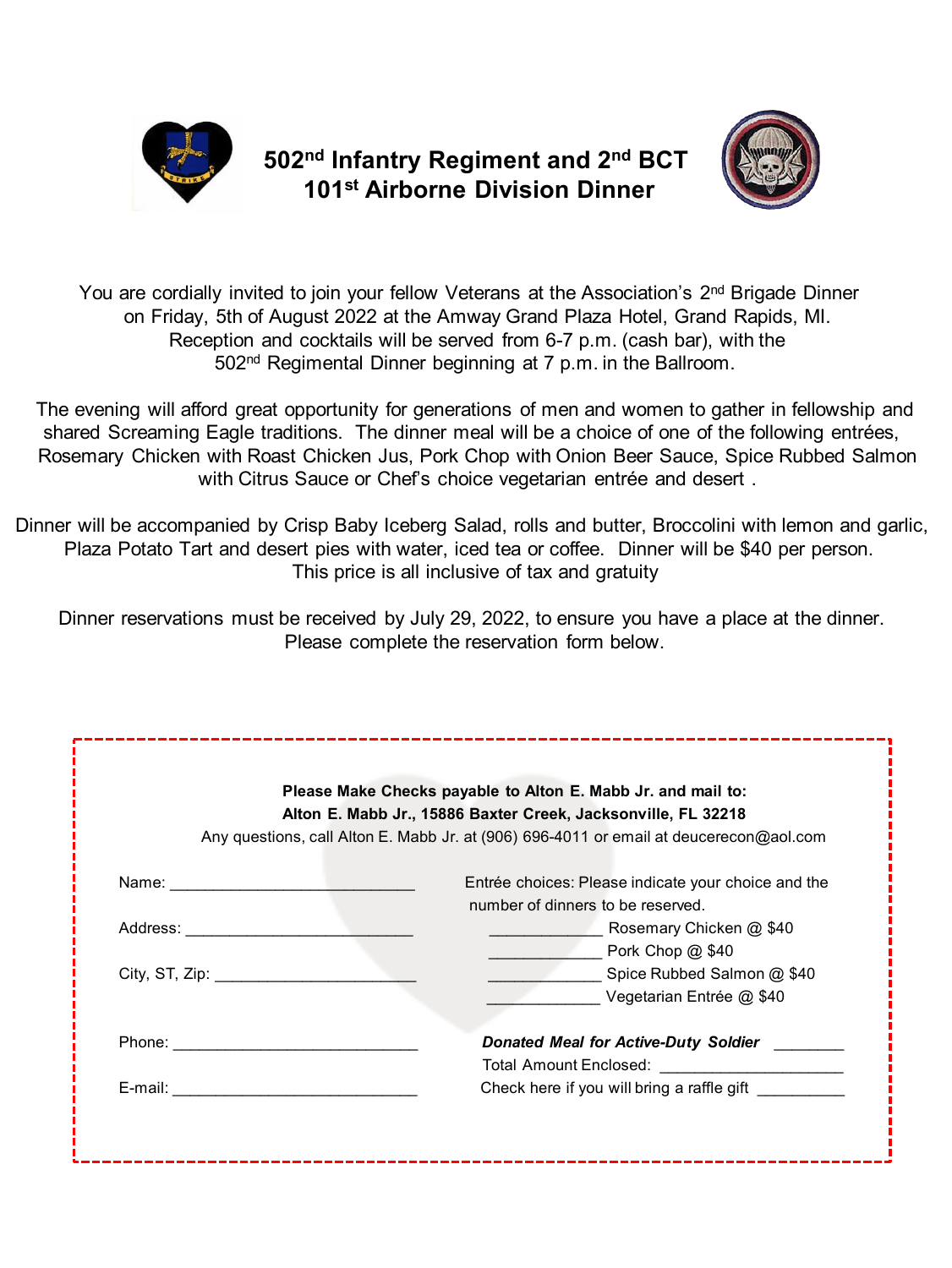# 502nd Infantry Regiment and 2nd BCT 101st Airborne Division Dinner

You are cordially invited to join your fellow Veterans at the Association's 2nd Brigade Dinner on Friday, 5th of August 2022 at the Amway Grand Plaza Hotel, Grand Rapids, MI. Reception and cocktails will be served from 6-7 p.m. (cash bar), with the 502nd Regimental Dinner beginning at 7 p.m. in the Ballroom.

The evening will afford great opportunity for generations of men and women to gather in fellowship and shared Screaming Eagle traditions. The dinner meal will be a choice of one of the following entrées, Rosemary Chicken with Roast Chicken Jus, Pork Chop with Onion Beer Sauce, Spice Rubbed Salmon with Citrus Sauce or Chef's choice vegetarian entrée and desert .

Dinner will be accompanied by Crisp Baby Iceberg Salad, rolls and butter, Broccolini with lemon and garlic, Plaza Potato Tart and desert pies with water, iced tea or coffee. Dinner will be $40 per person. This price is all inclusive of tax and gratuity

Dinner reservations must be received by July 29, 2022, to ensure you have a place at the dinner. Please complete the reservation form below.

---

**Please Make Checks payable to Alton E. Mabb Jr. and mail to:**
**Alton E. Mabb Jr., 15886 Baxter Creek, Jacksonville, FL 32218**

Any questions, call Alton E. Mabb Jr. at (906) 696-4011 or email at deucerecon@aol.com

Name: ____________________________

Address: __________________________

City, ST, Zip: ______________________

Phone: ____________________________

E-mail: ____________________________

Entrée choices: Please indicate your choice and the number of dinners to be reserved.

_____________ Rosemary Chicken @ $40

_____________ Pork Chop @ $40

_____________ Spice Rubbed Salmon @ $40

_____________ Vegetarian Entrée @ $40

***Donated Meal for Active-Duty Soldier*** ________

Total Amount Enclosed: _____________________

Check here if you will bring a raffle gift __________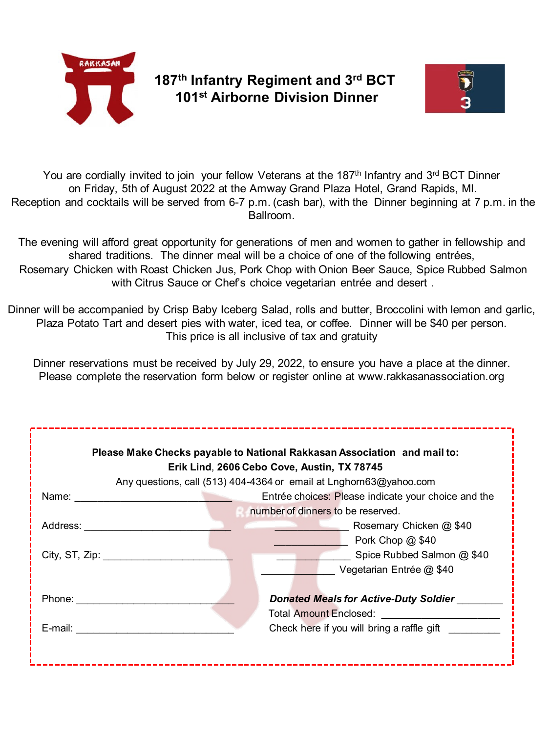RAKKASAN

# 187th Infantry Regiment and 3rd BCT 101st Airborne Division Dinner

You are cordially invited to join your fellow Veterans at the 187th Infantry and 3rd BCT Dinner on Friday, 5th of August 2022 at the Amway Grand Plaza Hotel, Grand Rapids, MI. Reception and cocktails will be served from 6-7 p.m. (cash bar), with the Dinner beginning at 7 p.m. in the Ballroom.

The evening will afford great opportunity for generations of men and women to gather in fellowship and shared traditions. The dinner meal will be a choice of one of the following entrées, Rosemary Chicken with Roast Chicken Jus, Pork Chop with Onion Beer Sauce, Spice Rubbed Salmon with Citrus Sauce or Chef's choice vegetarian entrée and desert .

Dinner will be accompanied by Crisp Baby Iceberg Salad, rolls and butter, Broccolini with lemon and garlic, Plaza Potato Tart and desert pies with water, iced tea, or coffee. Dinner will be $40 per person. This price is all inclusive of tax and gratuity

Dinner reservations must be received by July 29, 2022, to ensure you have a place at the dinner. Please complete the reservation form below or register online at www.rakkasanassociation.org

---

**Please Make Checks payable to National Rakkasan Association and mail to:**
**Erik Lind, 2606 Cebo Cove, Austin, TX 78745**
Any questions, call (513) 404-4364 or email at Lnghorn63@yahoo.com

Name: ____________________________

Address: __________________________

City, ST, Zip: ______________________

Phone: ____________________________

E-mail: ____________________________

Entrée choices: Please indicate your choice and the number of dinners to be reserved.

_____________ Rosemary Chicken @ $40

_____________ Pork Chop @ $40

_____________ Spice Rubbed Salmon @ $40

_____________ Vegetarian Entrée @ $40

***Donated Meals for Active-Duty Soldier*** ________

Total Amount Enclosed: ____________________

Check here if you will bring a raffle gift _________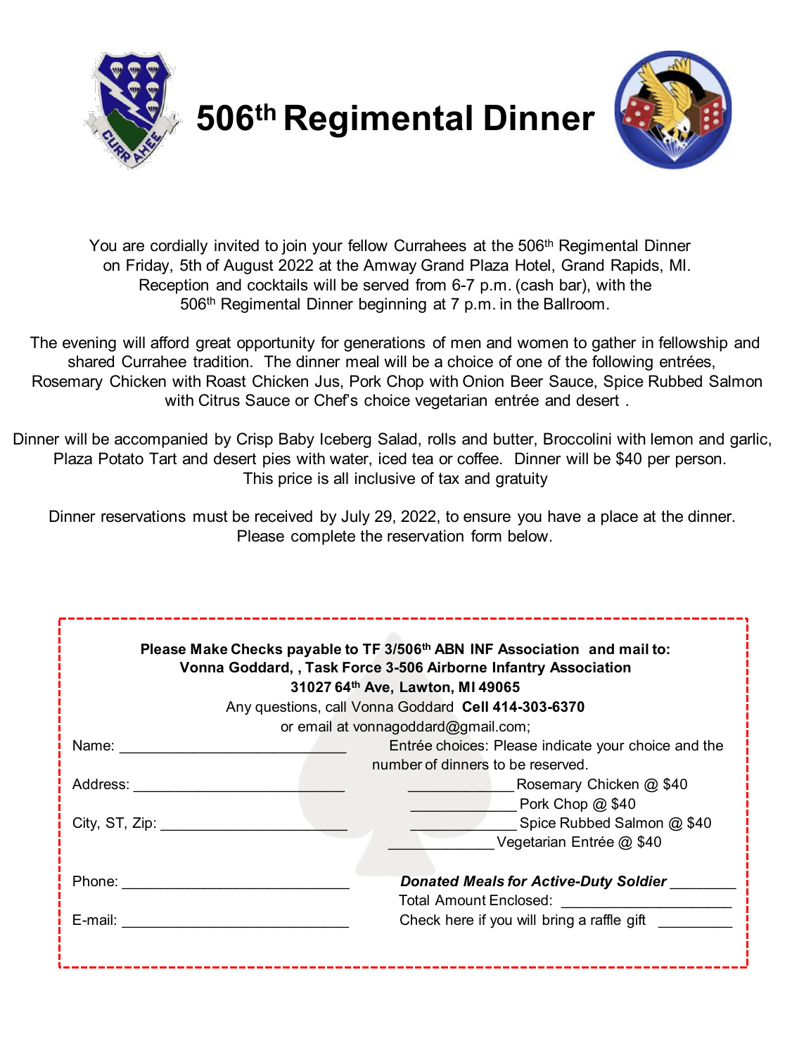# 506th Regimental Dinner

You are cordially invited to join your fellow Currahees at the 506th Regimental Dinner on Friday, 5th of August 2022 at the Amway Grand Plaza Hotel, Grand Rapids, MI. Reception and cocktails will be served from 6-7 p.m. (cash bar), with the 506th Regimental Dinner beginning at 7 p.m. in the Ballroom.

The evening will afford great opportunity for generations of men and women to gather in fellowship and shared Currahee tradition. The dinner meal will be a choice of one of the following entrées, Rosemary Chicken with Roast Chicken Jus, Pork Chop with Onion Beer Sauce, Spice Rubbed Salmon with Citrus Sauce or Chef's choice vegetarian entrée and desert .

Dinner will be accompanied by Crisp Baby Iceberg Salad, rolls and butter, Broccolini with lemon and garlic, Plaza Potato Tart and desert pies with water, iced tea or coffee. Dinner will be $40 per person. This price is all inclusive of tax and gratuity

Dinner reservations must be received by July 29, 2022, to ensure you have a place at the dinner. Please complete the reservation form below.

---

**Please Make Checks payable to TF 3/506th ABN INF Association and mail to:**
**Vonna Goddard, , Task Force 3-506 Airborne Infantry Association**
**31027 64th Ave, Lawton, MI 49065**
Any questions, call Vonna Goddard **Cell 414-303-6370**
or email at vonnagoddard@gmail.com;

Name: ____________________________

Address: __________________________

City, ST, Zip: ______________________

Phone: ____________________________

E-mail: ____________________________

Entrée choices: Please indicate your choice and the number of dinners to be reserved.

_____________ Rosemary Chicken @ $40
_____________ Pork Chop @ $40
_____________ Spice Rubbed Salmon @ $40
_____________ Vegetarian Entrée @ $40

***Donated Meals for Active-Duty Soldier*** ________
Total Amount Enclosed: _____________________
Check here if you will bring a raffle gift _________